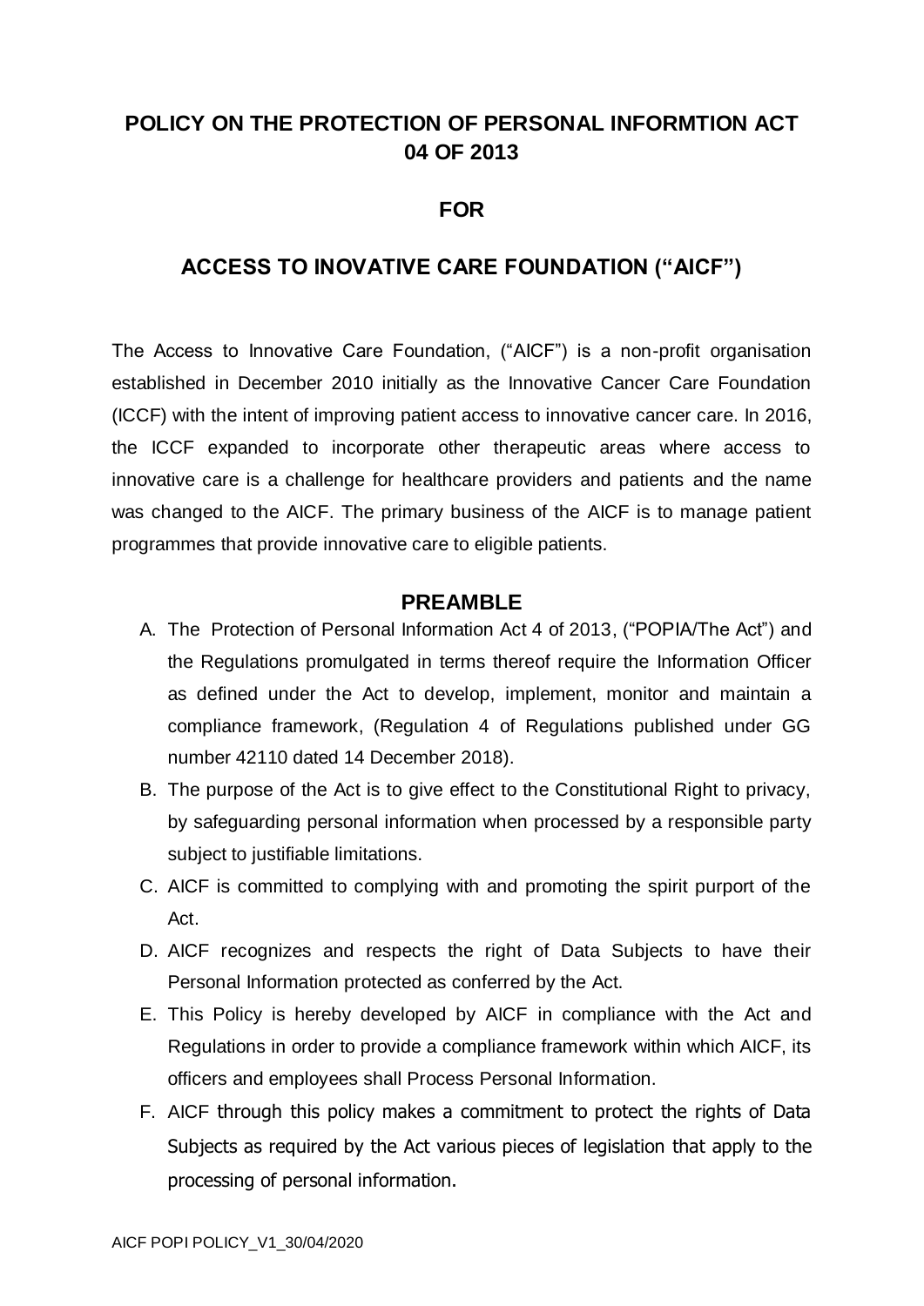# POLICY ON THE PROTECTION OF PERSONAL INFORMTION ACT 04 OF 2013

## FOR

## ACCESS TO INOVATIVE CARE FOUNDATION ("AICF")

The Access to Innovative Care Foundation, ("AICF") is a non-profit organisation established in December 2010 initially as the Innovative Cancer Care Foundation (ICCF) with the intent of improving patient access to innovative cancer care. In 2016, the ICCF expanded to incorporate other therapeutic areas where access to innovative care is a challenge for healthcare providers and patients and the name was changed to the AICF. The primary business of the AICF is to manage patient programmes that provide innovative care to eligible patients.

## PREAMBLE

A. The Protection of Personal Information Act 4 of 2013, ("POPIA/The Act") and the Regulations promulgated in terms thereof require the Information Officer as defined under the Act to develop, implement, monitor and maintain a compliance framework, (Regulation 4 of Regulations published under GG number 42110 dated 14 December 2018).

B. The purpose of the Act is to give effect to the Constitutional Right to privacy, by safeguarding personal information when processed by a responsible party subject to justifiable limitations.

C. AICF is committed to complying with and promoting the spirit purport of the Act.

D. AICF recognizes and respects the right of Data Subjects to have their Personal Information protected as conferred by the Act.

E. This Policy is hereby developed by AICF in compliance with the Act and Regulations in order to provide a compliance framework within which AICF, its officers and employees shall Process Personal Information.

F. AICF through this policy makes a commitment to protect the rights of Data Subjects as required by the Act various pieces of legislation that apply to the processing of personal information.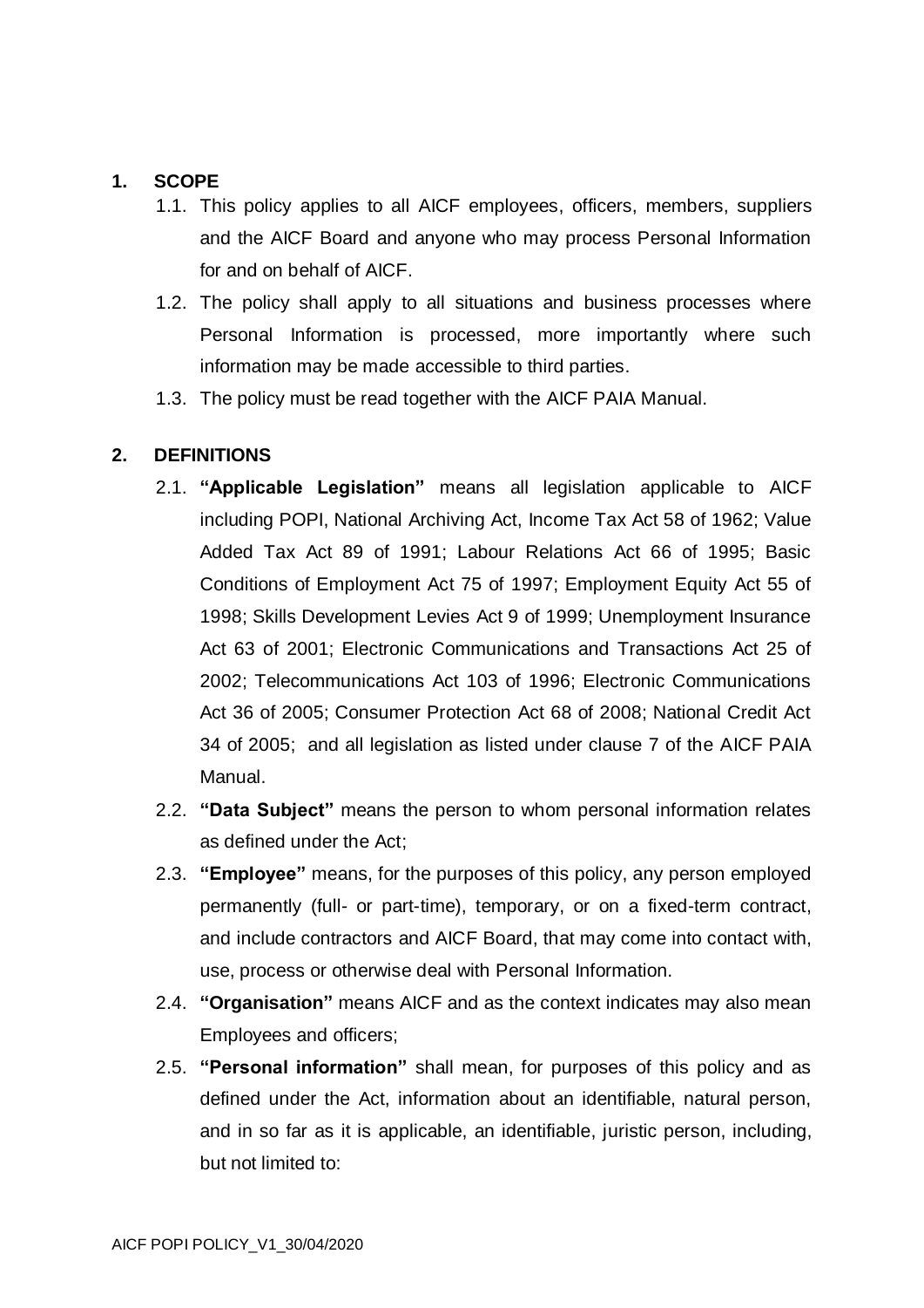## 1. SCOPE

1.1. This policy applies to all AICF employees, officers, members, suppliers and the AICF Board and anyone who may process Personal Information for and on behalf of AICF.

1.2. The policy shall apply to all situations and business processes where Personal Information is processed, more importantly where such information may be made accessible to third parties.

1.3. The policy must be read together with the AICF PAIA Manual.

## 2. DEFINITIONS

2.1. **"Applicable Legislation"** means all legislation applicable to AICF including POPI, National Archiving Act, Income Tax Act 58 of 1962; Value Added Tax Act 89 of 1991; Labour Relations Act 66 of 1995; Basic Conditions of Employment Act 75 of 1997; Employment Equity Act 55 of 1998; Skills Development Levies Act 9 of 1999; Unemployment Insurance Act 63 of 2001; Electronic Communications and Transactions Act 25 of 2002; Telecommunications Act 103 of 1996; Electronic Communications Act 36 of 2005; Consumer Protection Act 68 of 2008; National Credit Act 34 of 2005; and all legislation as listed under clause 7 of the AICF PAIA Manual.

2.2. **"Data Subject"** means the person to whom personal information relates as defined under the Act;

2.3. **"Employee"** means, for the purposes of this policy, any person employed permanently (full- or part-time), temporary, or on a fixed-term contract, and include contractors and AICF Board, that may come into contact with, use, process or otherwise deal with Personal Information.

2.4. **"Organisation"** means AICF and as the context indicates may also mean Employees and officers;

2.5. **"Personal information"** shall mean, for purposes of this policy and as defined under the Act, information about an identifiable, natural person, and in so far as it is applicable, an identifiable, juristic person, including, but not limited to: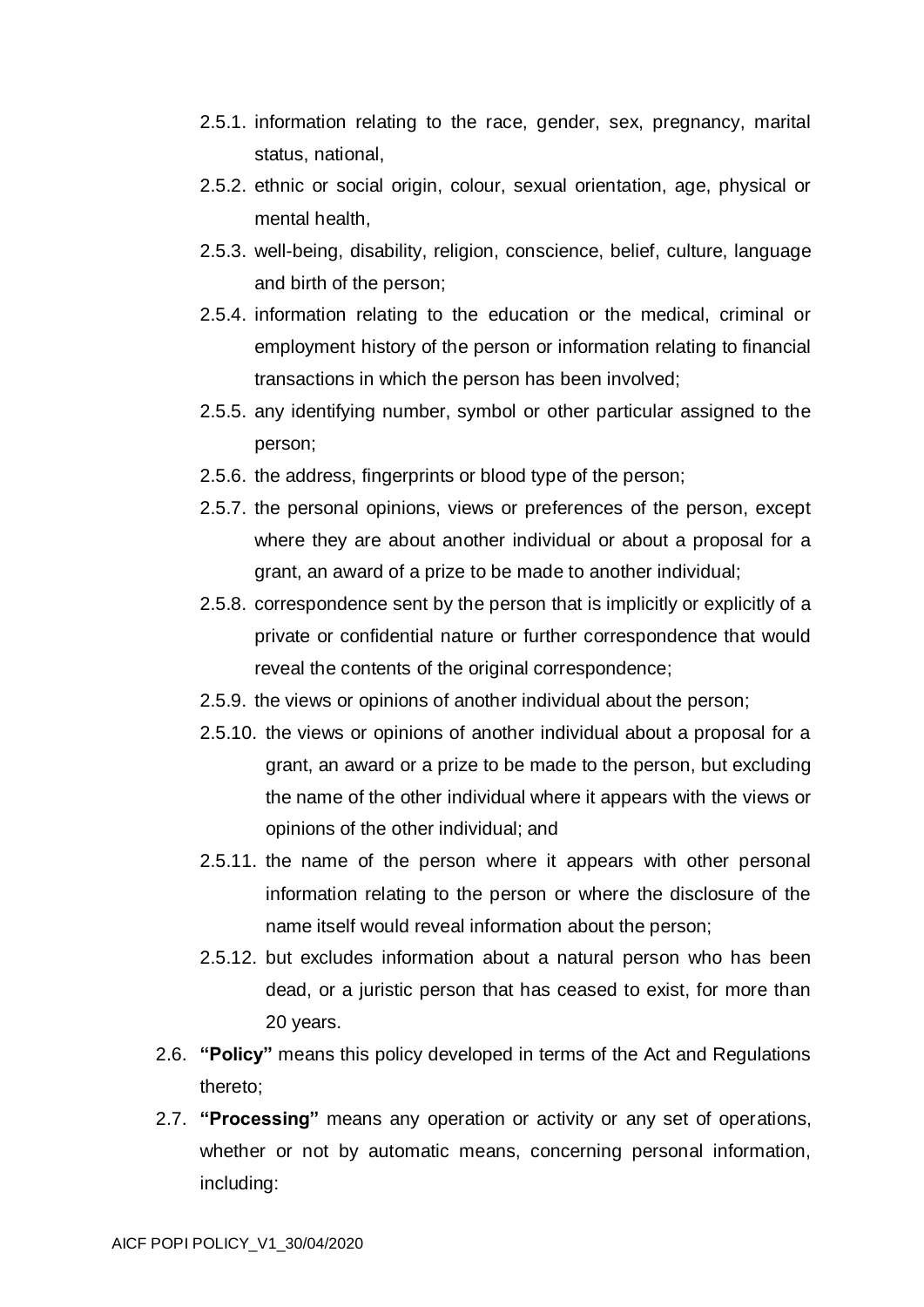- 2.5.1. information relating to the race, gender, sex, pregnancy, marital status, national,
- 2.5.2. ethnic or social origin, colour, sexual orientation, age, physical or mental health,
- 2.5.3. well-being, disability, religion, conscience, belief, culture, language and birth of the person;
- 2.5.4. information relating to the education or the medical, criminal or employment history of the person or information relating to financial transactions in which the person has been involved;
- 2.5.5. any identifying number, symbol or other particular assigned to the person;
- 2.5.6. the address, fingerprints or blood type of the person;
- 2.5.7. the personal opinions, views or preferences of the person, except where they are about another individual or about a proposal for a grant, an award of a prize to be made to another individual;
- 2.5.8. correspondence sent by the person that is implicitly or explicitly of a private or confidential nature or further correspondence that would reveal the contents of the original correspondence;
- 2.5.9. the views or opinions of another individual about the person;
- 2.5.10. the views or opinions of another individual about a proposal for a grant, an award or a prize to be made to the person, but excluding the name of the other individual where it appears with the views or opinions of the other individual; and
- 2.5.11. the name of the person where it appears with other personal information relating to the person or where the disclosure of the name itself would reveal information about the person;
- 2.5.12. but excludes information about a natural person who has been dead, or a juristic person that has ceased to exist, for more than 20 years.

2.6. **"Policy"** means this policy developed in terms of the Act and Regulations thereto;

2.7. **"Processing"** means any operation or activity or any set of operations, whether or not by automatic means, concerning personal information, including: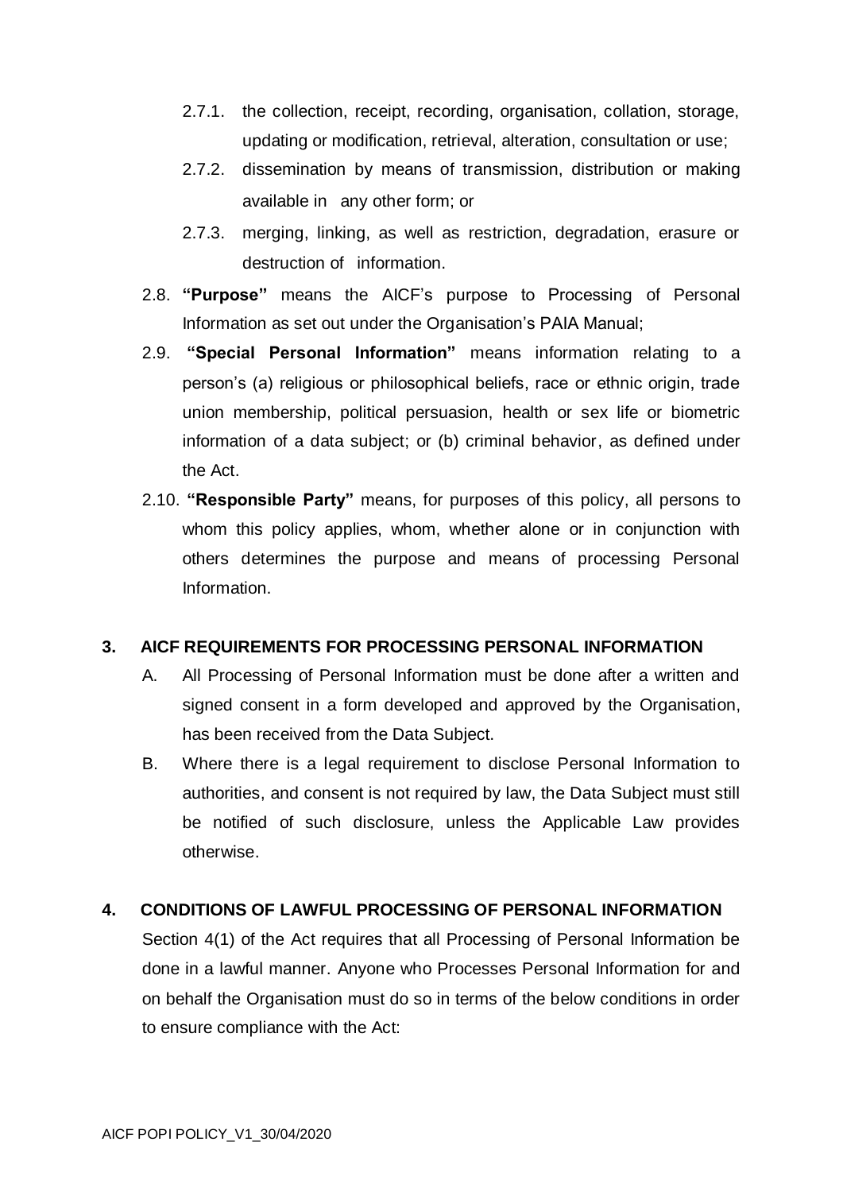2.7.1. the collection, receipt, recording, organisation, collation, storage, updating or modification, retrieval, alteration, consultation or use;

2.7.2. dissemination by means of transmission, distribution or making available in any other form; or

2.7.3. merging, linking, as well as restriction, degradation, erasure or destruction of information.

2.8. **"Purpose"** means the AICF's purpose to Processing of Personal Information as set out under the Organisation's PAIA Manual;

2.9. **"Special Personal Information"** means information relating to a person's (a) religious or philosophical beliefs, race or ethnic origin, trade union membership, political persuasion, health or sex life or biometric information of a data subject; or (b) criminal behavior, as defined under the Act.

2.10. **"Responsible Party"** means, for purposes of this policy, all persons to whom this policy applies, whom, whether alone or in conjunction with others determines the purpose and means of processing Personal Information.

## 3. AICF REQUIREMENTS FOR PROCESSING PERSONAL INFORMATION

A. All Processing of Personal Information must be done after a written and signed consent in a form developed and approved by the Organisation, has been received from the Data Subject.

B. Where there is a legal requirement to disclose Personal Information to authorities, and consent is not required by law, the Data Subject must still be notified of such disclosure, unless the Applicable Law provides otherwise.

## 4. CONDITIONS OF LAWFUL PROCESSING OF PERSONAL INFORMATION

Section 4(1) of the Act requires that all Processing of Personal Information be done in a lawful manner. Anyone who Processes Personal Information for and on behalf the Organisation must do so in terms of the below conditions in order to ensure compliance with the Act: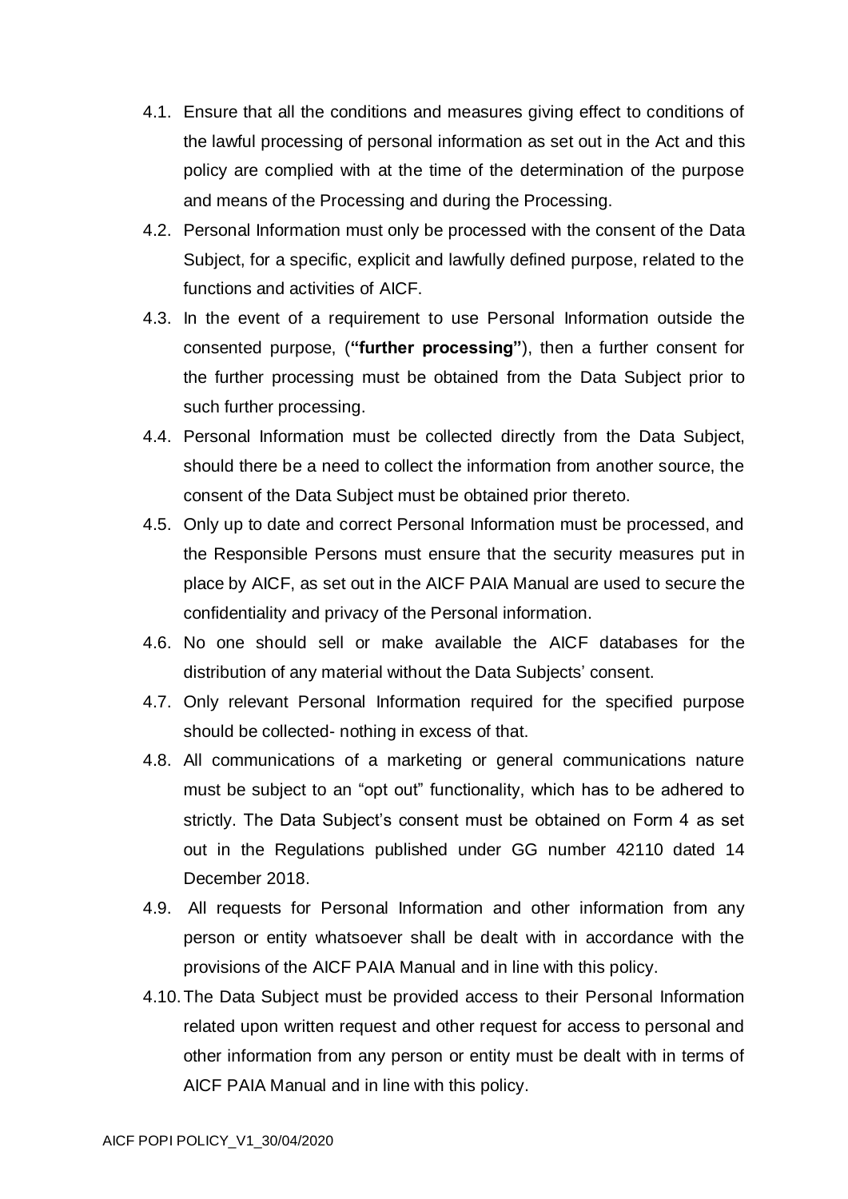4.1. Ensure that all the conditions and measures giving effect to conditions of the lawful processing of personal information as set out in the Act and this policy are complied with at the time of the determination of the purpose and means of the Processing and during the Processing.

4.2. Personal Information must only be processed with the consent of the Data Subject, for a specific, explicit and lawfully defined purpose, related to the functions and activities of AICF.

4.3. In the event of a requirement to use Personal Information outside the consented purpose, (**"further processing"**), then a further consent for the further processing must be obtained from the Data Subject prior to such further processing.

4.4. Personal Information must be collected directly from the Data Subject, should there be a need to collect the information from another source, the consent of the Data Subject must be obtained prior thereto.

4.5. Only up to date and correct Personal Information must be processed, and the Responsible Persons must ensure that the security measures put in place by AICF, as set out in the AICF PAIA Manual are used to secure the confidentiality and privacy of the Personal information.

4.6. No one should sell or make available the AICF databases for the distribution of any material without the Data Subjects' consent.

4.7. Only relevant Personal Information required for the specified purpose should be collected- nothing in excess of that.

4.8. All communications of a marketing or general communications nature must be subject to an "opt out" functionality, which has to be adhered to strictly. The Data Subject's consent must be obtained on Form 4 as set out in the Regulations published under GG number 42110 dated 14 December 2018.

4.9. All requests for Personal Information and other information from any person or entity whatsoever shall be dealt with in accordance with the provisions of the AICF PAIA Manual and in line with this policy.

4.10. The Data Subject must be provided access to their Personal Information related upon written request and other request for access to personal and other information from any person or entity must be dealt with in terms of AICF PAIA Manual and in line with this policy.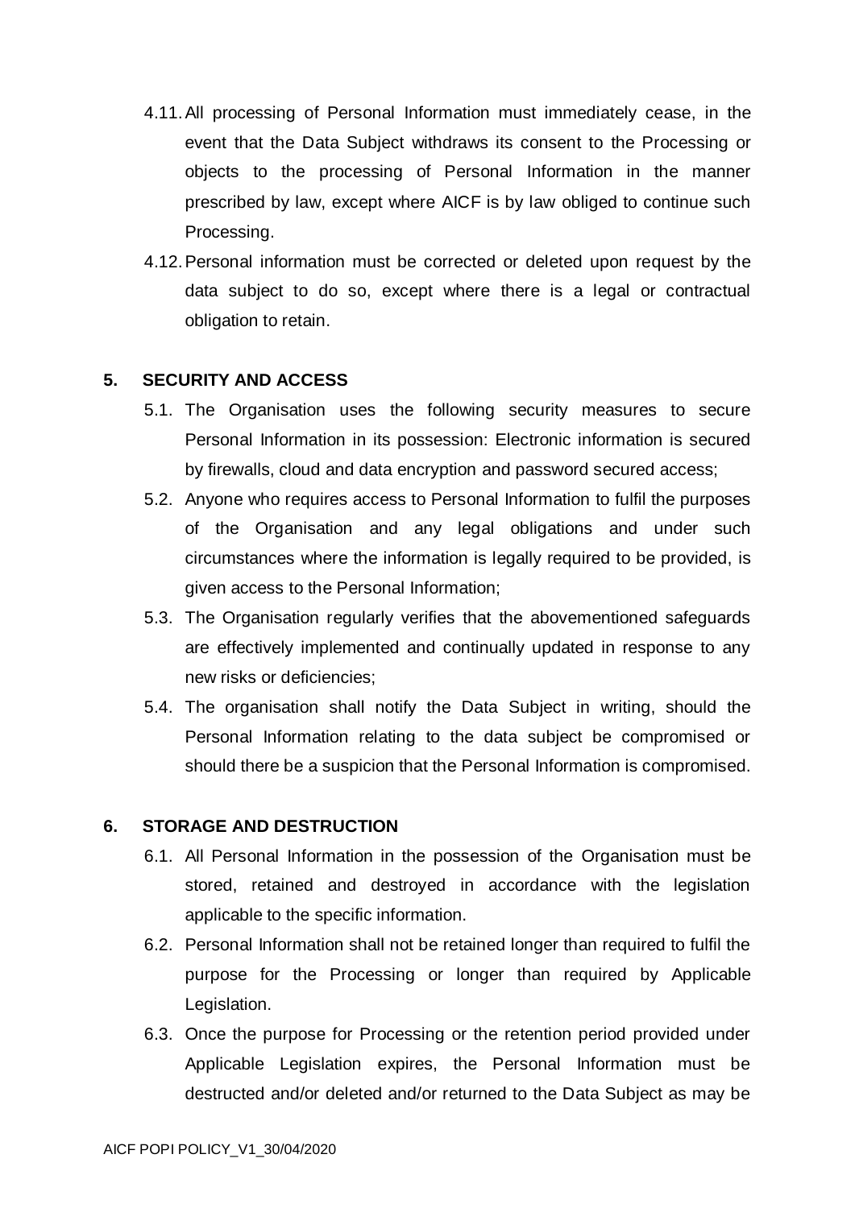4.11. All processing of Personal Information must immediately cease, in the event that the Data Subject withdraws its consent to the Processing or objects to the processing of Personal Information in the manner prescribed by law, except where AICF is by law obliged to continue such Processing.

4.12. Personal information must be corrected or deleted upon request by the data subject to do so, except where there is a legal or contractual obligation to retain.

## 5. SECURITY AND ACCESS

5.1. The Organisation uses the following security measures to secure Personal Information in its possession: Electronic information is secured by firewalls, cloud and data encryption and password secured access;

5.2. Anyone who requires access to Personal Information to fulfil the purposes of the Organisation and any legal obligations and under such circumstances where the information is legally required to be provided, is given access to the Personal Information;

5.3. The Organisation regularly verifies that the abovementioned safeguards are effectively implemented and continually updated in response to any new risks or deficiencies;

5.4. The organisation shall notify the Data Subject in writing, should the Personal Information relating to the data subject be compromised or should there be a suspicion that the Personal Information is compromised.

## 6. STORAGE AND DESTRUCTION

6.1. All Personal Information in the possession of the Organisation must be stored, retained and destroyed in accordance with the legislation applicable to the specific information.

6.2. Personal Information shall not be retained longer than required to fulfil the purpose for the Processing or longer than required by Applicable Legislation.

6.3. Once the purpose for Processing or the retention period provided under Applicable Legislation expires, the Personal Information must be destructed and/or deleted and/or returned to the Data Subject as may be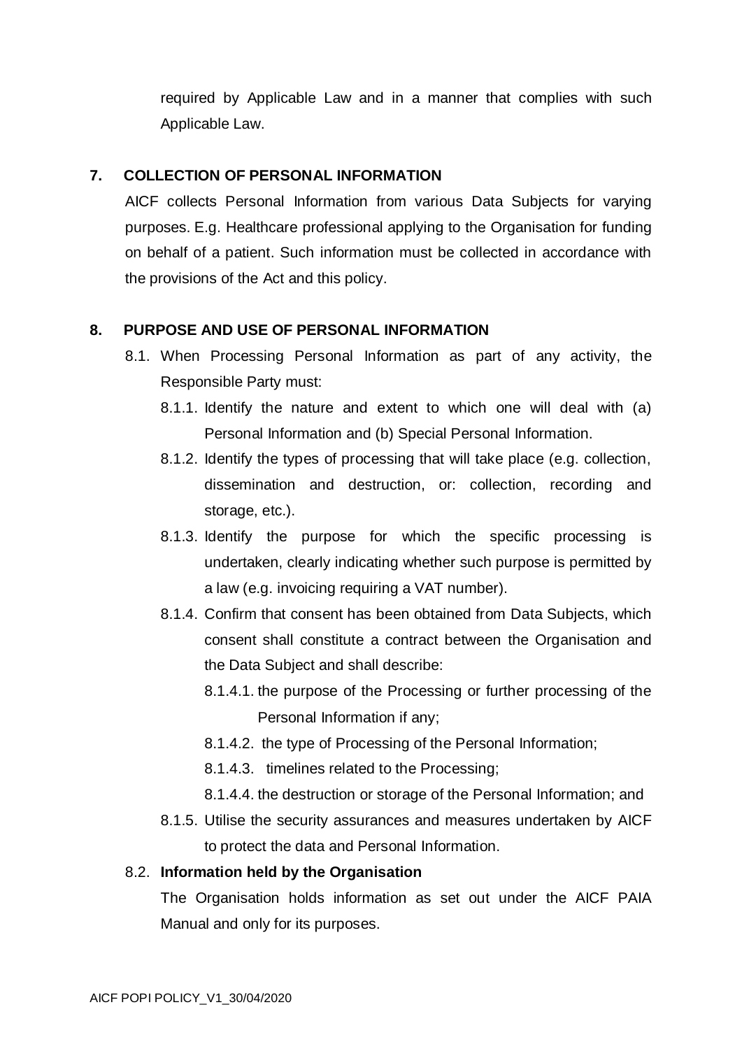required by Applicable Law and in a manner that complies with such Applicable Law.

## 7. COLLECTION OF PERSONAL INFORMATION

AICF collects Personal Information from various Data Subjects for varying purposes. E.g. Healthcare professional applying to the Organisation for funding on behalf of a patient. Such information must be collected in accordance with the provisions of the Act and this policy.

## 8. PURPOSE AND USE OF PERSONAL INFORMATION

8.1. When Processing Personal Information as part of any activity, the Responsible Party must:

8.1.1. Identify the nature and extent to which one will deal with (a) Personal Information and (b) Special Personal Information.

8.1.2. Identify the types of processing that will take place (e.g. collection, dissemination and destruction, or: collection, recording and storage, etc.).

8.1.3. Identify the purpose for which the specific processing is undertaken, clearly indicating whether such purpose is permitted by a law (e.g. invoicing requiring a VAT number).

8.1.4. Confirm that consent has been obtained from Data Subjects, which consent shall constitute a contract between the Organisation and the Data Subject and shall describe:

8.1.4.1. the purpose of the Processing or further processing of the Personal Information if any;

8.1.4.2. the type of Processing of the Personal Information;

8.1.4.3. timelines related to the Processing;

8.1.4.4. the destruction or storage of the Personal Information; and

8.1.5. Utilise the security assurances and measures undertaken by AICF to protect the data and Personal Information.

8.2. **Information held by the Organisation**

The Organisation holds information as set out under the AICF PAIA Manual and only for its purposes.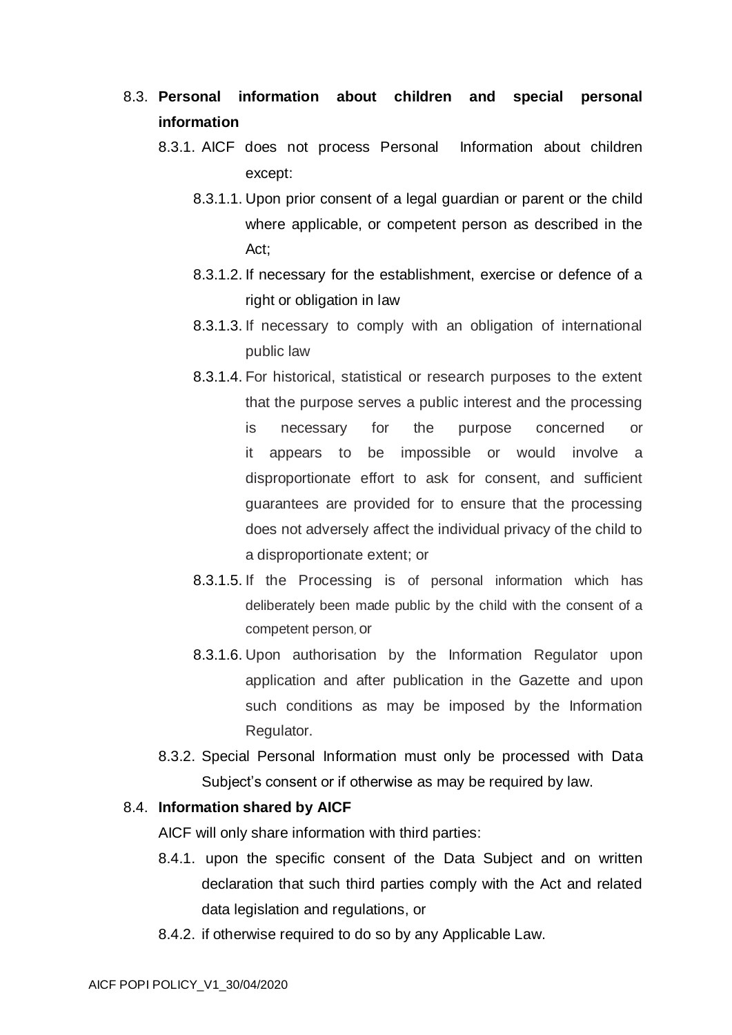8.3. **Personal information about children and special personal information**

8.3.1. AICF does not process Personal Information about children except:

8.3.1.1. Upon prior consent of a legal guardian or parent or the child where applicable, or competent person as described in the Act;

8.3.1.2. If necessary for the establishment, exercise or defence of a right or obligation in law

8.3.1.3. If necessary to comply with an obligation of international public law

8.3.1.4. For historical, statistical or research purposes to the extent that the purpose serves a public interest and the processing is necessary for the purpose concerned or it appears to be impossible or would involve a disproportionate effort to ask for consent, and sufficient guarantees are provided for to ensure that the processing does not adversely affect the individual privacy of the child to a disproportionate extent; or

8.3.1.5. If the Processing is of personal information which has deliberately been made public by the child with the consent of a competent person, or

8.3.1.6. Upon authorisation by the Information Regulator upon application and after publication in the Gazette and upon such conditions as may be imposed by the Information Regulator.

8.3.2. Special Personal Information must only be processed with Data Subject's consent or if otherwise as may be required by law.

8.4. **Information shared by AICF**

AICF will only share information with third parties:

8.4.1. upon the specific consent of the Data Subject and on written declaration that such third parties comply with the Act and related data legislation and regulations, or

8.4.2. if otherwise required to do so by any Applicable Law.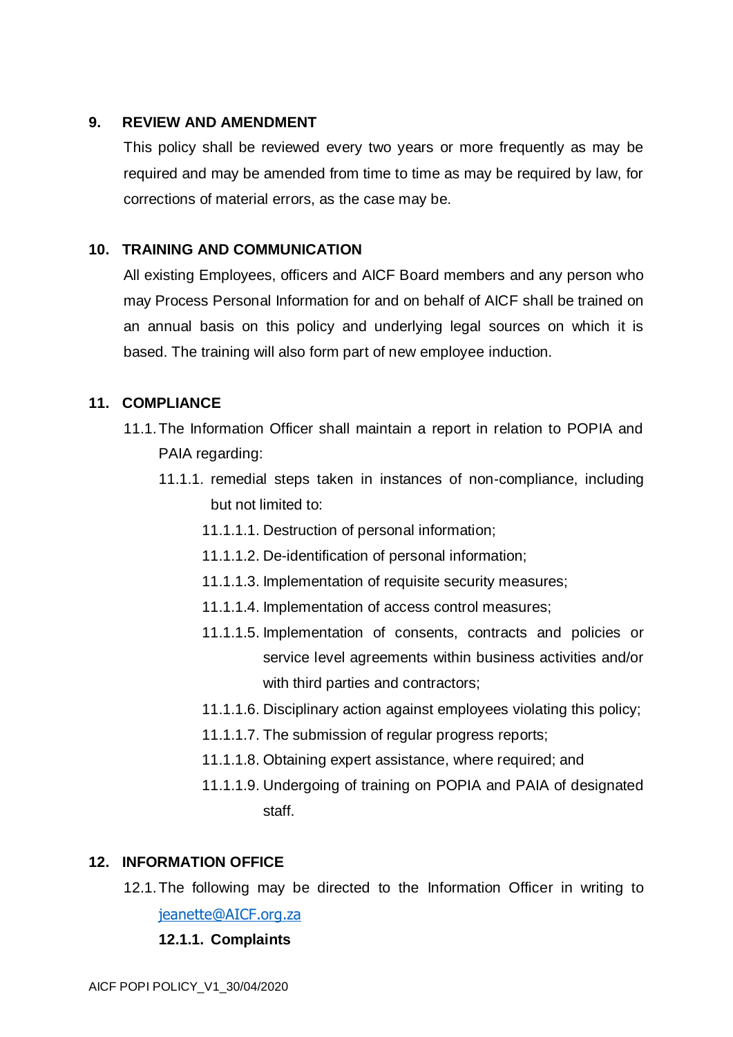## 9. REVIEW AND AMENDMENT

This policy shall be reviewed every two years or more frequently as may be required and may be amended from time to time as may be required by law, for corrections of material errors, as the case may be.

## 10. TRAINING AND COMMUNICATION

All existing Employees, officers and AICF Board members and any person who may Process Personal Information for and on behalf of AICF shall be trained on an annual basis on this policy and underlying legal sources on which it is based. The training will also form part of new employee induction.

## 11. COMPLIANCE

11.1. The Information Officer shall maintain a report in relation to POPIA and PAIA regarding:

11.1.1. remedial steps taken in instances of non-compliance, including but not limited to:

11.1.1.1. Destruction of personal information;

11.1.1.2. De-identification of personal information;

11.1.1.3. Implementation of requisite security measures;

11.1.1.4. Implementation of access control measures;

11.1.1.5. Implementation of consents, contracts and policies or service level agreements within business activities and/or with third parties and contractors;

11.1.1.6. Disciplinary action against employees violating this policy;

11.1.1.7. The submission of regular progress reports;

11.1.1.8. Obtaining expert assistance, where required; and

11.1.1.9. Undergoing of training on POPIA and PAIA of designated staff.

## 12. INFORMATION OFFICE

12.1. The following may be directed to the Information Officer in writing to jeanette@AICF.org.za

**12.1.1. Complaints**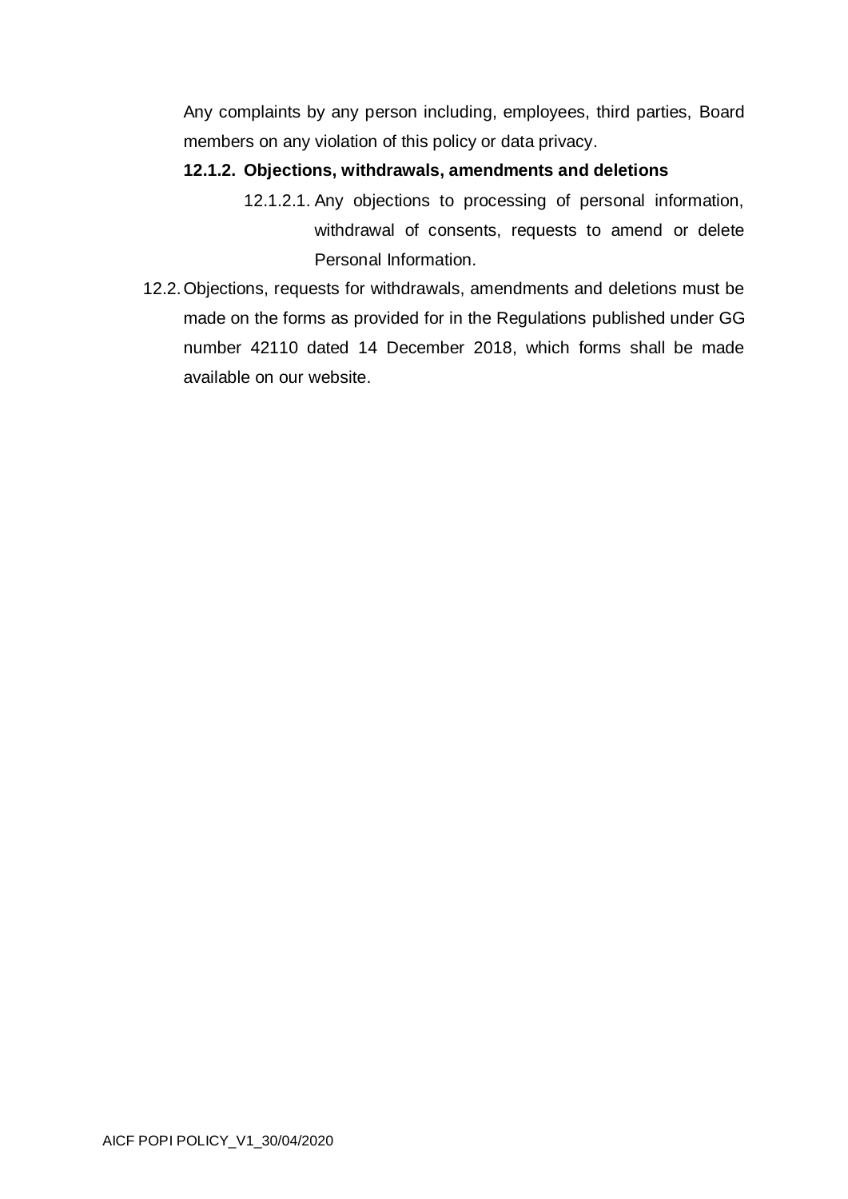Any complaints by any person including, employees, third parties, Board members on any violation of this policy or data privacy.

**12.1.2. Objections, withdrawals, amendments and deletions**

12.1.2.1. Any objections to processing of personal information, withdrawal of consents, requests to amend or delete Personal Information.

12.2. Objections, requests for withdrawals, amendments and deletions must be made on the forms as provided for in the Regulations published under GG number 42110 dated 14 December 2018, which forms shall be made available on our website.